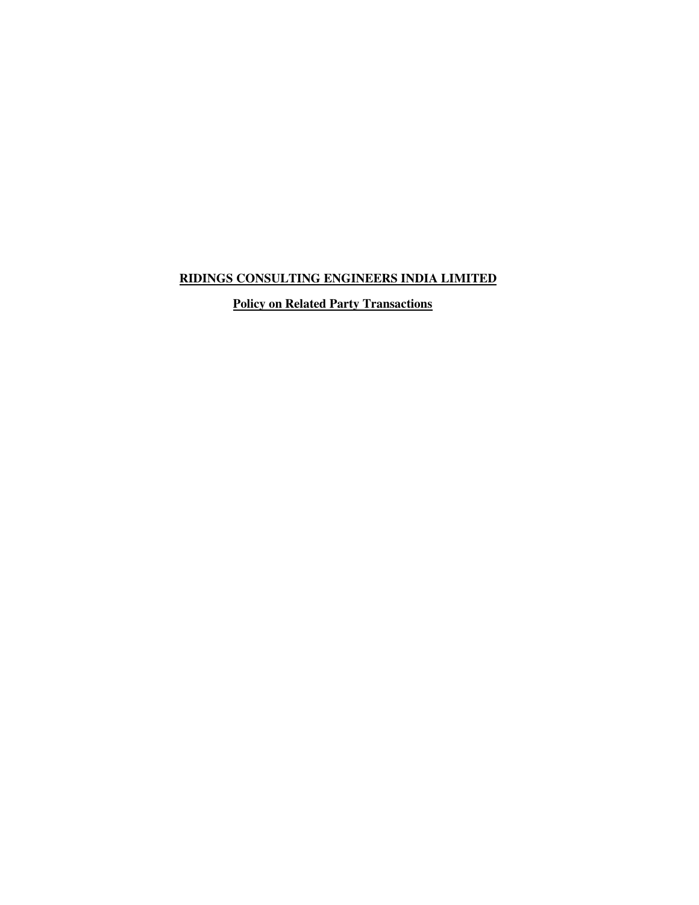# RIDINGS CONSULTING ENGINEERS INDIA LIMITED

## Policy on Related Party Transactions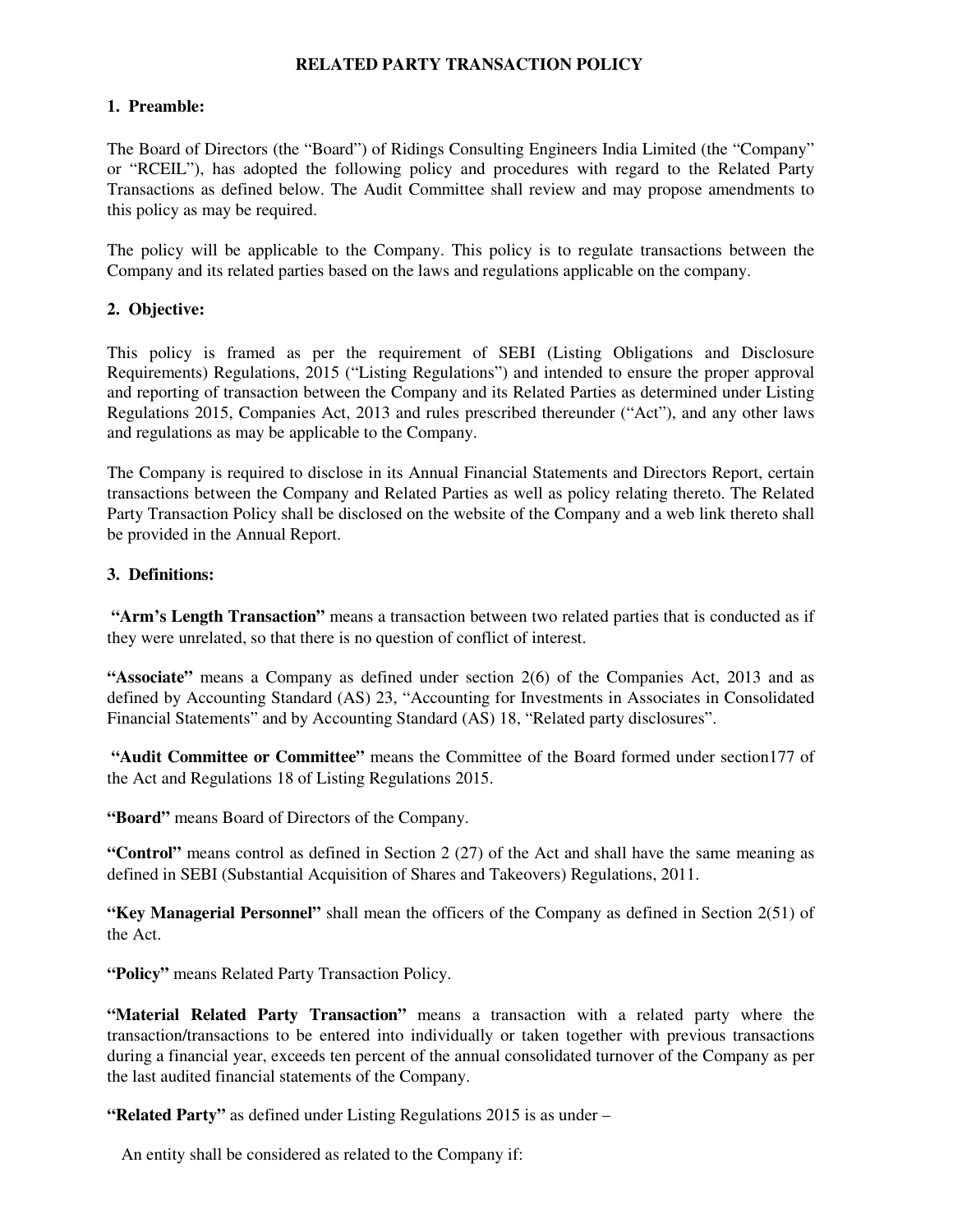# RELATED PARTY TRANSACTION POLICY

## 1. Preamble:

The Board of Directors (the "Board") of Ridings Consulting Engineers India Limited (the "Company" or "RCEIL"), has adopted the following policy and procedures with regard to the Related Party Transactions as defined below. The Audit Committee shall review and may propose amendments to this policy as may be required.

The policy will be applicable to the Company. This policy is to regulate transactions between the Company and its related parties based on the laws and regulations applicable on the company.

## 2. Objective:

This policy is framed as per the requirement of SEBI (Listing Obligations and Disclosure Requirements) Regulations, 2015 ("Listing Regulations") and intended to ensure the proper approval and reporting of transaction between the Company and its Related Parties as determined under Listing Regulations 2015, Companies Act, 2013 and rules prescribed thereunder ("Act"), and any other laws and regulations as may be applicable to the Company.

The Company is required to disclose in its Annual Financial Statements and Directors Report, certain transactions between the Company and Related Parties as well as policy relating thereto. The Related Party Transaction Policy shall be disclosed on the website of the Company and a web link thereto shall be provided in the Annual Report.

## 3. Definitions:

**"Arm's Length Transaction"** means a transaction between two related parties that is conducted as if they were unrelated, so that there is no question of conflict of interest.

**"Associate"** means a Company as defined under section 2(6) of the Companies Act, 2013 and as defined by Accounting Standard (AS) 23, "Accounting for Investments in Associates in Consolidated Financial Statements" and by Accounting Standard (AS) 18, "Related party disclosures".

**"Audit Committee or Committee"** means the Committee of the Board formed under section177 of the Act and Regulations 18 of Listing Regulations 2015.

**"Board"** means Board of Directors of the Company.

**"Control"** means control as defined in Section 2 (27) of the Act and shall have the same meaning as defined in SEBI (Substantial Acquisition of Shares and Takeovers) Regulations, 2011.

**"Key Managerial Personnel"** shall mean the officers of the Company as defined in Section 2(51) of the Act.

**"Policy"** means Related Party Transaction Policy.

**"Material Related Party Transaction"** means a transaction with a related party where the transaction/transactions to be entered into individually or taken together with previous transactions during a financial year, exceeds ten percent of the annual consolidated turnover of the Company as per the last audited financial statements of the Company.

**"Related Party"** as defined under Listing Regulations 2015 is as under –

An entity shall be considered as related to the Company if: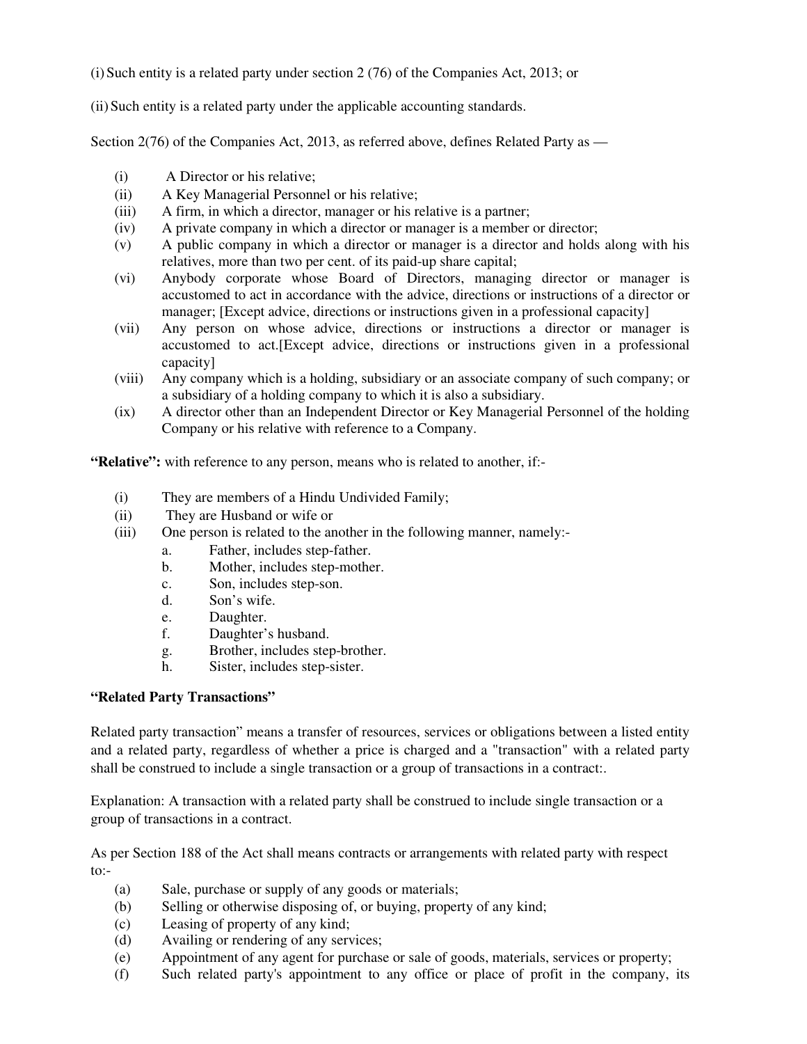(i) Such entity is a related party under section 2 (76) of the Companies Act, 2013; or

(ii) Such entity is a related party under the applicable accounting standards.

Section 2(76) of the Companies Act, 2013, as referred above, defines Related Party as —

- (i) A Director or his relative;
- (ii) A Key Managerial Personnel or his relative;
- (iii) A firm, in which a director, manager or his relative is a partner;
- (iv) A private company in which a director or manager is a member or director;
- (v) A public company in which a director or manager is a director and holds along with his relatives, more than two per cent. of its paid-up share capital;
- (vi) Anybody corporate whose Board of Directors, managing director or manager is accustomed to act in accordance with the advice, directions or instructions of a director or manager; [Except advice, directions or instructions given in a professional capacity]
- (vii) Any person on whose advice, directions or instructions a director or manager is accustomed to act.[Except advice, directions or instructions given in a professional capacity]
- (viii) Any company which is a holding, subsidiary or an associate company of such company; or a subsidiary of a holding company to which it is also a subsidiary.
- (ix) A director other than an Independent Director or Key Managerial Personnel of the holding Company or his relative with reference to a Company.

**"Relative":** with reference to any person, means who is related to another, if:-

- (i) They are members of a Hindu Undivided Family;
- (ii) They are Husband or wife or
- (iii) One person is related to the another in the following manner, namely:-
  - a. Father, includes step-father.
  - b. Mother, includes step-mother.
  - c. Son, includes step-son.
  - d. Son's wife.
  - e. Daughter.
  - f. Daughter's husband.
  - g. Brother, includes step-brother.
  - h. Sister, includes step-sister.

**"Related Party Transactions"**

Related party transaction" means a transfer of resources, services or obligations between a listed entity and a related party, regardless of whether a price is charged and a "transaction" with a related party shall be construed to include a single transaction or a group of transactions in a contract:.

Explanation: A transaction with a related party shall be construed to include single transaction or a group of transactions in a contract.

As per Section 188 of the Act shall means contracts or arrangements with related party with respect to:-

- (a) Sale, purchase or supply of any goods or materials;
- (b) Selling or otherwise disposing of, or buying, property of any kind;
- (c) Leasing of property of any kind;
- (d) Availing or rendering of any services;
- (e) Appointment of any agent for purchase or sale of goods, materials, services or property;
- (f) Such related party's appointment to any office or place of profit in the company, its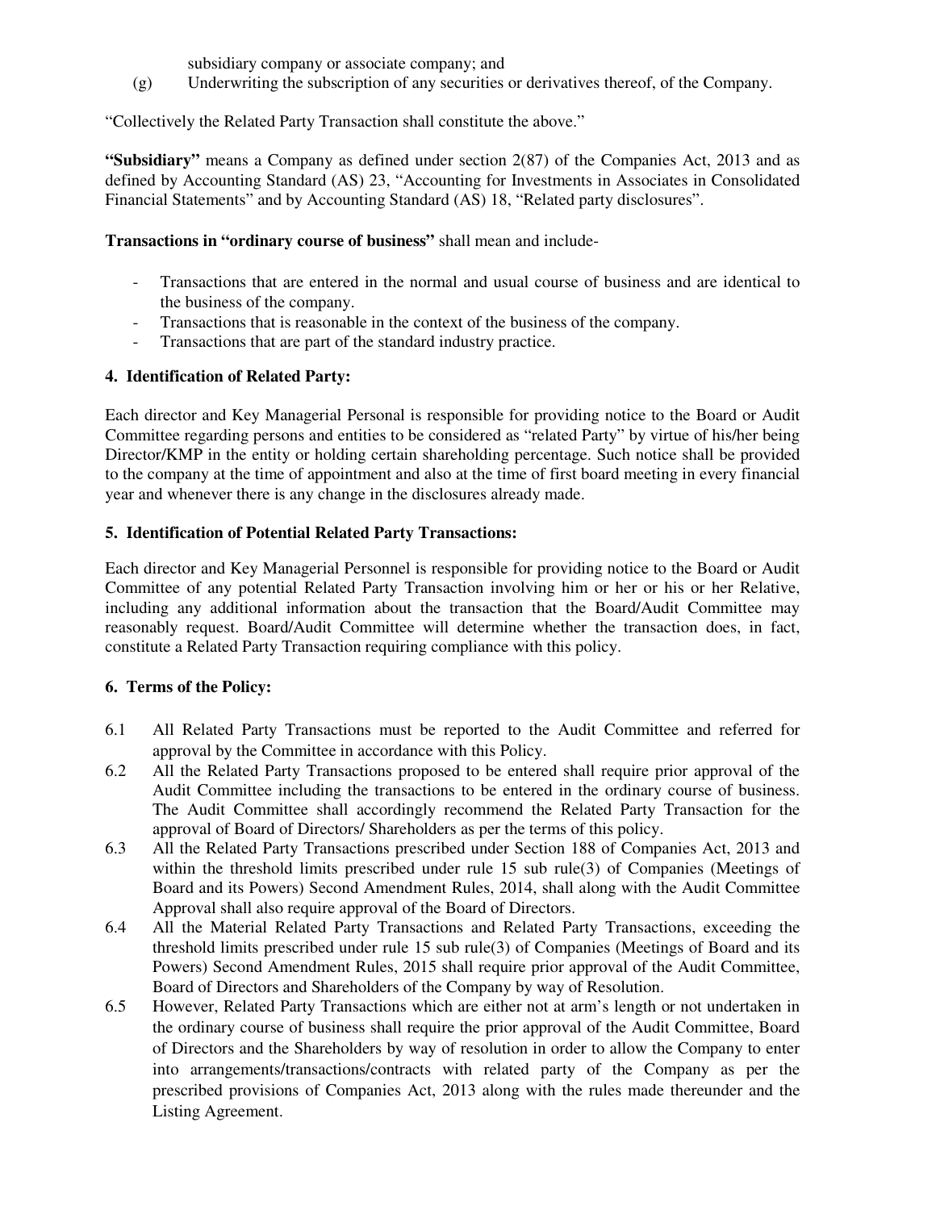subsidiary company or associate company; and

(g) Underwriting the subscription of any securities or derivatives thereof, of the Company.

"Collectively the Related Party Transaction shall constitute the above."

**"Subsidiary"** means a Company as defined under section 2(87) of the Companies Act, 2013 and as defined by Accounting Standard (AS) 23, "Accounting for Investments in Associates in Consolidated Financial Statements" and by Accounting Standard (AS) 18, "Related party disclosures".

**Transactions in "ordinary course of business"** shall mean and include-

- Transactions that are entered in the normal and usual course of business and are identical to the business of the company.
- Transactions that is reasonable in the context of the business of the company.
- Transactions that are part of the standard industry practice.

## 4. Identification of Related Party:

Each director and Key Managerial Personal is responsible for providing notice to the Board or Audit Committee regarding persons and entities to be considered as "related Party" by virtue of his/her being Director/KMP in the entity or holding certain shareholding percentage. Such notice shall be provided to the company at the time of appointment and also at the time of first board meeting in every financial year and whenever there is any change in the disclosures already made.

## 5. Identification of Potential Related Party Transactions:

Each director and Key Managerial Personnel is responsible for providing notice to the Board or Audit Committee of any potential Related Party Transaction involving him or her or his or her Relative, including any additional information about the transaction that the Board/Audit Committee may reasonably request. Board/Audit Committee will determine whether the transaction does, in fact, constitute a Related Party Transaction requiring compliance with this policy.

## 6. Terms of the Policy:

6.1 All Related Party Transactions must be reported to the Audit Committee and referred for approval by the Committee in accordance with this Policy.

6.2 All the Related Party Transactions proposed to be entered shall require prior approval of the Audit Committee including the transactions to be entered in the ordinary course of business. The Audit Committee shall accordingly recommend the Related Party Transaction for the approval of Board of Directors/ Shareholders as per the terms of this policy.

6.3 All the Related Party Transactions prescribed under Section 188 of Companies Act, 2013 and within the threshold limits prescribed under rule 15 sub rule(3) of Companies (Meetings of Board and its Powers) Second Amendment Rules, 2014, shall along with the Audit Committee Approval shall also require approval of the Board of Directors.

6.4 All the Material Related Party Transactions and Related Party Transactions, exceeding the threshold limits prescribed under rule 15 sub rule(3) of Companies (Meetings of Board and its Powers) Second Amendment Rules, 2015 shall require prior approval of the Audit Committee, Board of Directors and Shareholders of the Company by way of Resolution.

6.5 However, Related Party Transactions which are either not at arm's length or not undertaken in the ordinary course of business shall require the prior approval of the Audit Committee, Board of Directors and the Shareholders by way of resolution in order to allow the Company to enter into arrangements/transactions/contracts with related party of the Company as per the prescribed provisions of Companies Act, 2013 along with the rules made thereunder and the Listing Agreement.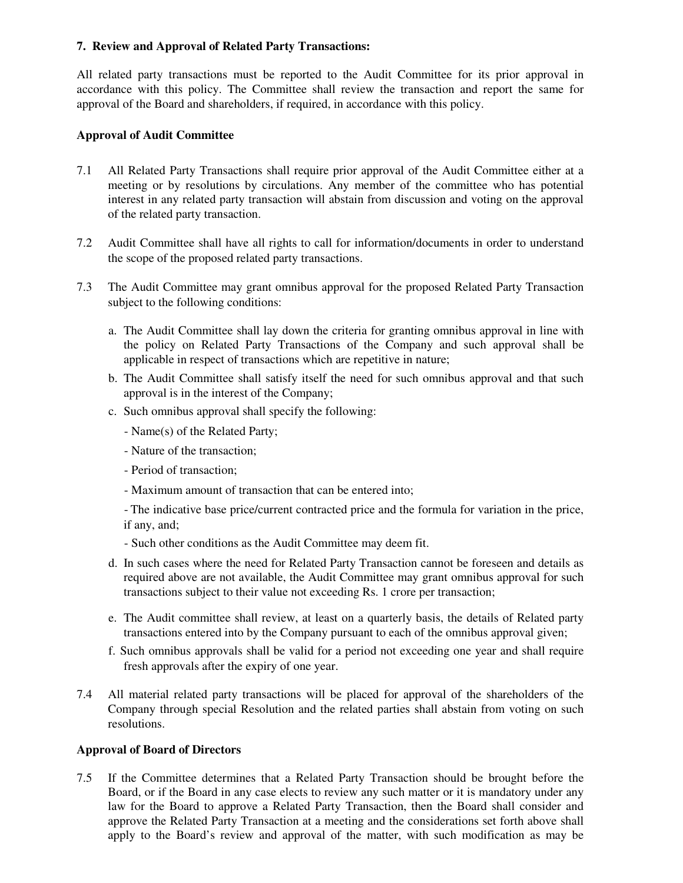### 7. Review and Approval of Related Party Transactions:

All related party transactions must be reported to the Audit Committee for its prior approval in accordance with this policy. The Committee shall review the transaction and report the same for approval of the Board and shareholders, if required, in accordance with this policy.

**Approval of Audit Committee**

7.1 All Related Party Transactions shall require prior approval of the Audit Committee either at a meeting or by resolutions by circulations. Any member of the committee who has potential interest in any related party transaction will abstain from discussion and voting on the approval of the related party transaction.

7.2 Audit Committee shall have all rights to call for information/documents in order to understand the scope of the proposed related party transactions.

7.3 The Audit Committee may grant omnibus approval for the proposed Related Party Transaction subject to the following conditions:

a. The Audit Committee shall lay down the criteria for granting omnibus approval in line with the policy on Related Party Transactions of the Company and such approval shall be applicable in respect of transactions which are repetitive in nature;

b. The Audit Committee shall satisfy itself the need for such omnibus approval and that such approval is in the interest of the Company;

c. Such omnibus approval shall specify the following:

- Name(s) of the Related Party;
- Nature of the transaction;
- Period of transaction;
- Maximum amount of transaction that can be entered into;
- The indicative base price/current contracted price and the formula for variation in the price, if any, and;
- Such other conditions as the Audit Committee may deem fit.

d. In such cases where the need for Related Party Transaction cannot be foreseen and details as required above are not available, the Audit Committee may grant omnibus approval for such transactions subject to their value not exceeding Rs. 1 crore per transaction;

e. The Audit committee shall review, at least on a quarterly basis, the details of Related party transactions entered into by the Company pursuant to each of the omnibus approval given;

f. Such omnibus approvals shall be valid for a period not exceeding one year and shall require fresh approvals after the expiry of one year.

7.4 All material related party transactions will be placed for approval of the shareholders of the Company through special Resolution and the related parties shall abstain from voting on such resolutions.

**Approval of Board of Directors**

7.5 If the Committee determines that a Related Party Transaction should be brought before the Board, or if the Board in any case elects to review any such matter or it is mandatory under any law for the Board to approve a Related Party Transaction, then the Board shall consider and approve the Related Party Transaction at a meeting and the considerations set forth above shall apply to the Board's review and approval of the matter, with such modification as may be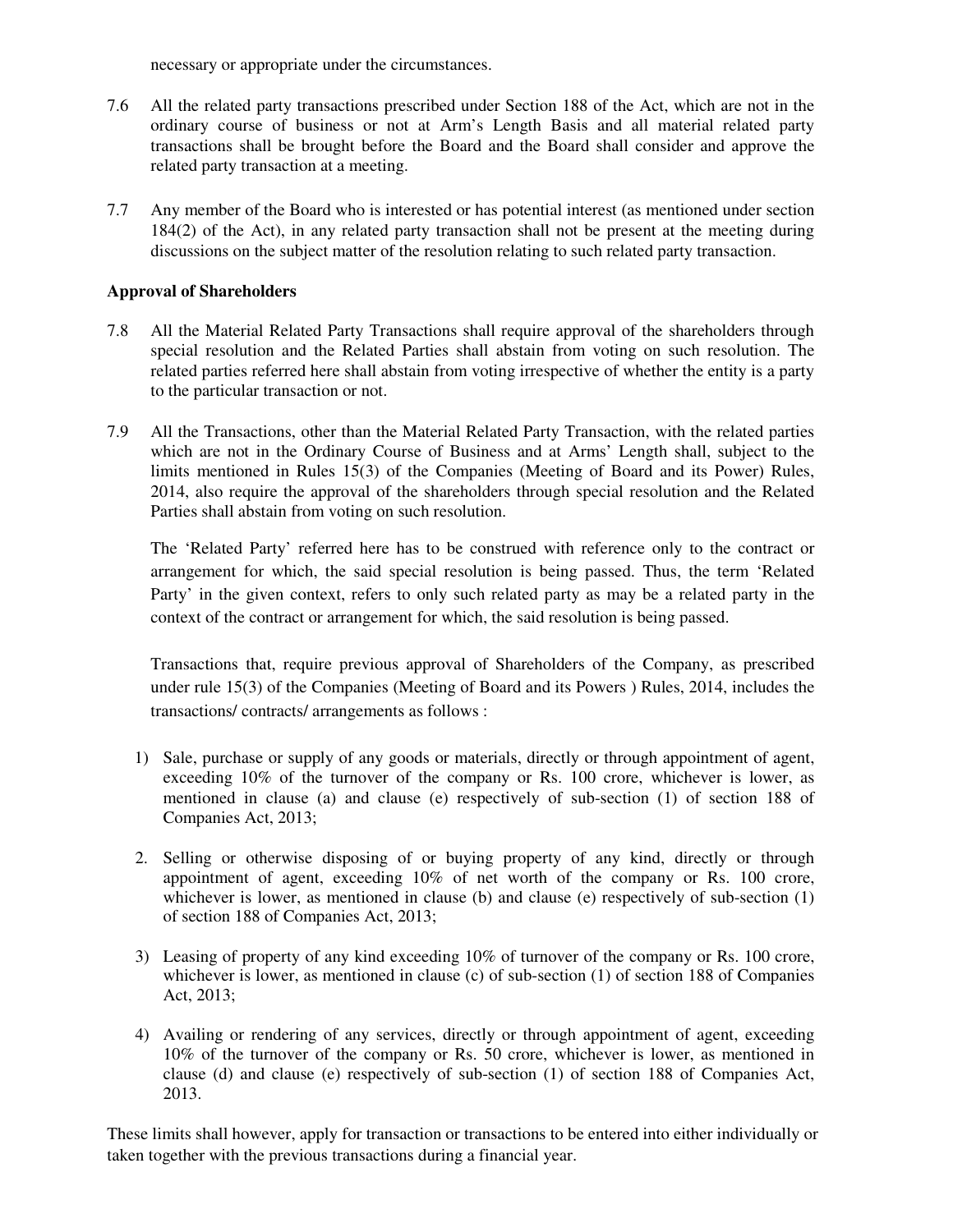necessary or appropriate under the circumstances.

7.6 All the related party transactions prescribed under Section 188 of the Act, which are not in the ordinary course of business or not at Arm's Length Basis and all material related party transactions shall be brought before the Board and the Board shall consider and approve the related party transaction at a meeting.

7.7 Any member of the Board who is interested or has potential interest (as mentioned under section 184(2) of the Act), in any related party transaction shall not be present at the meeting during discussions on the subject matter of the resolution relating to such related party transaction.

**Approval of Shareholders**

7.8 All the Material Related Party Transactions shall require approval of the shareholders through special resolution and the Related Parties shall abstain from voting on such resolution. The related parties referred here shall abstain from voting irrespective of whether the entity is a party to the particular transaction or not.

7.9 All the Transactions, other than the Material Related Party Transaction, with the related parties which are not in the Ordinary Course of Business and at Arms' Length shall, subject to the limits mentioned in Rules 15(3) of the Companies (Meeting of Board and its Power) Rules, 2014, also require the approval of the shareholders through special resolution and the Related Parties shall abstain from voting on such resolution.

The 'Related Party' referred here has to be construed with reference only to the contract or arrangement for which, the said special resolution is being passed. Thus, the term 'Related Party' in the given context, refers to only such related party as may be a related party in the context of the contract or arrangement for which, the said resolution is being passed.

Transactions that, require previous approval of Shareholders of the Company, as prescribed under rule 15(3) of the Companies (Meeting of Board and its Powers ) Rules, 2014, includes the transactions/ contracts/ arrangements as follows :

1) Sale, purchase or supply of any goods or materials, directly or through appointment of agent, exceeding 10% of the turnover of the company or Rs. 100 crore, whichever is lower, as mentioned in clause (a) and clause (e) respectively of sub-section (1) of section 188 of Companies Act, 2013;

2. Selling or otherwise disposing of or buying property of any kind, directly or through appointment of agent, exceeding 10% of net worth of the company or Rs. 100 crore, whichever is lower, as mentioned in clause (b) and clause (e) respectively of sub-section (1) of section 188 of Companies Act, 2013;

3) Leasing of property of any kind exceeding 10% of turnover of the company or Rs. 100 crore, whichever is lower, as mentioned in clause (c) of sub-section (1) of section 188 of Companies Act, 2013;

4) Availing or rendering of any services, directly or through appointment of agent, exceeding 10% of the turnover of the company or Rs. 50 crore, whichever is lower, as mentioned in clause (d) and clause (e) respectively of sub-section (1) of section 188 of Companies Act, 2013.

These limits shall however, apply for transaction or transactions to be entered into either individually or taken together with the previous transactions during a financial year.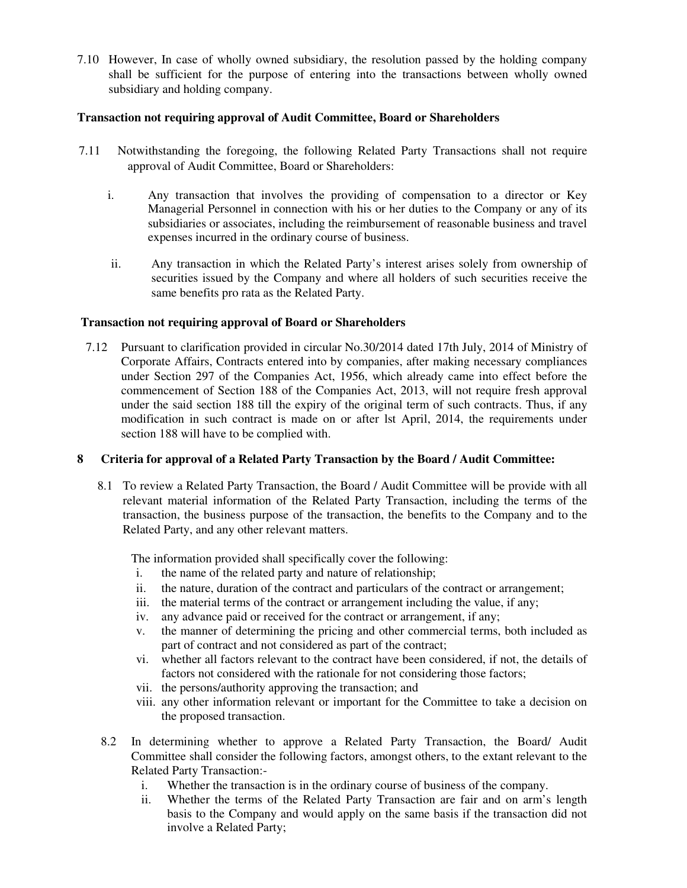7.10 However, In case of wholly owned subsidiary, the resolution passed by the holding company shall be sufficient for the purpose of entering into the transactions between wholly owned subsidiary and holding company.

**Transaction not requiring approval of Audit Committee, Board or Shareholders**

7.11 Notwithstanding the foregoing, the following Related Party Transactions shall not require approval of Audit Committee, Board or Shareholders:

i. Any transaction that involves the providing of compensation to a director or Key Managerial Personnel in connection with his or her duties to the Company or any of its subsidiaries or associates, including the reimbursement of reasonable business and travel expenses incurred in the ordinary course of business.

ii. Any transaction in which the Related Party's interest arises solely from ownership of securities issued by the Company and where all holders of such securities receive the same benefits pro rata as the Related Party.

**Transaction not requiring approval of Board or Shareholders**

7.12 Pursuant to clarification provided in circular No.30/2014 dated 17th July, 2014 of Ministry of Corporate Affairs, Contracts entered into by companies, after making necessary compliances under Section 297 of the Companies Act, 1956, which already came into effect before the commencement of Section 188 of the Companies Act, 2013, will not require fresh approval under the said section 188 till the expiry of the original term of such contracts. Thus, if any modification in such contract is made on or after lst April, 2014, the requirements under section 188 will have to be complied with.

**8 Criteria for approval of a Related Party Transaction by the Board / Audit Committee:**

8.1 To review a Related Party Transaction, the Board / Audit Committee will be provide with all relevant material information of the Related Party Transaction, including the terms of the transaction, the business purpose of the transaction, the benefits to the Company and to the Related Party, and any other relevant matters.

The information provided shall specifically cover the following:

i. the name of the related party and nature of relationship;
ii. the nature, duration of the contract and particulars of the contract or arrangement;
iii. the material terms of the contract or arrangement including the value, if any;
iv. any advance paid or received for the contract or arrangement, if any;
v. the manner of determining the pricing and other commercial terms, both included as part of contract and not considered as part of the contract;
vi. whether all factors relevant to the contract have been considered, if not, the details of factors not considered with the rationale for not considering those factors;
vii. the persons/authority approving the transaction; and
viii. any other information relevant or important for the Committee to take a decision on the proposed transaction.

8.2 In determining whether to approve a Related Party Transaction, the Board/ Audit Committee shall consider the following factors, amongst others, to the extant relevant to the Related Party Transaction:-

i. Whether the transaction is in the ordinary course of business of the company.
ii. Whether the terms of the Related Party Transaction are fair and on arm's length basis to the Company and would apply on the same basis if the transaction did not involve a Related Party;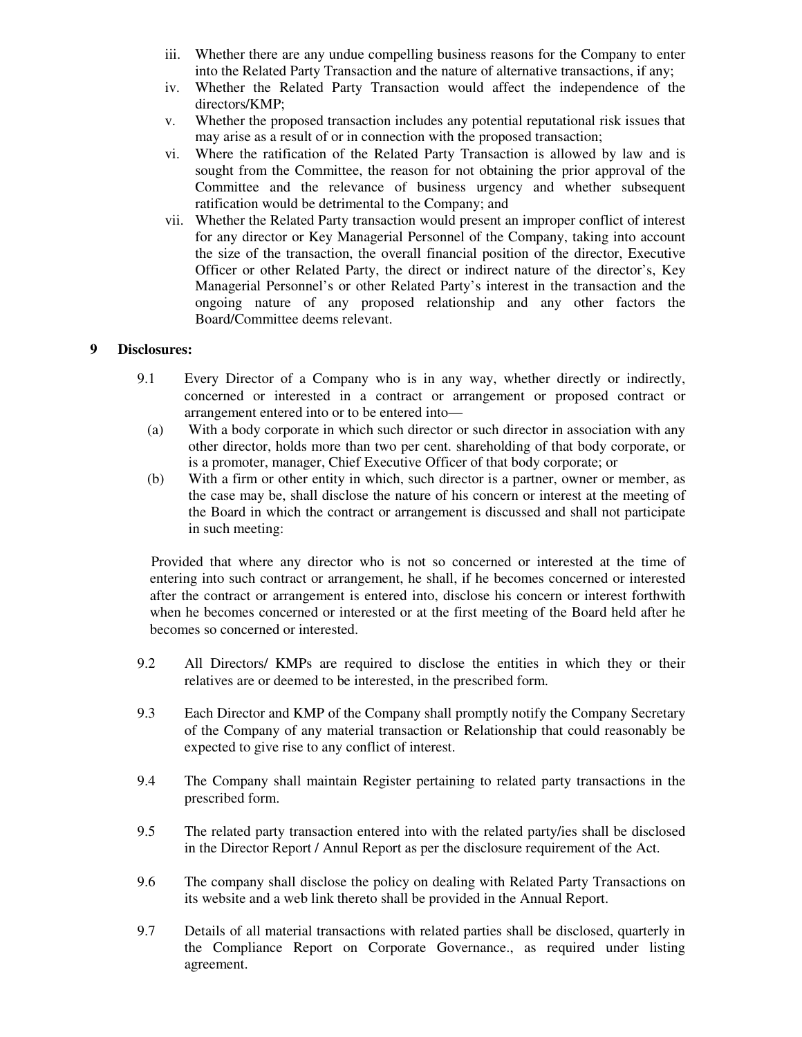iii. Whether there are any undue compelling business reasons for the Company to enter into the Related Party Transaction and the nature of alternative transactions, if any;

iv. Whether the Related Party Transaction would affect the independence of the directors/KMP;

v. Whether the proposed transaction includes any potential reputational risk issues that may arise as a result of or in connection with the proposed transaction;

vi. Where the ratification of the Related Party Transaction is allowed by law and is sought from the Committee, the reason for not obtaining the prior approval of the Committee and the relevance of business urgency and whether subsequent ratification would be detrimental to the Company; and

vii. Whether the Related Party transaction would present an improper conflict of interest for any director or Key Managerial Personnel of the Company, taking into account the size of the transaction, the overall financial position of the director, Executive Officer or other Related Party, the direct or indirect nature of the director's, Key Managerial Personnel's or other Related Party's interest in the transaction and the ongoing nature of any proposed relationship and any other factors the Board/Committee deems relevant.

## 9 Disclosures:

9.1 Every Director of a Company who is in any way, whether directly or indirectly, concerned or interested in a contract or arrangement or proposed contract or arrangement entered into or to be entered into—

(a) With a body corporate in which such director or such director in association with any other director, holds more than two per cent. shareholding of that body corporate, or is a promoter, manager, Chief Executive Officer of that body corporate; or

(b) With a firm or other entity in which, such director is a partner, owner or member, as the case may be, shall disclose the nature of his concern or interest at the meeting of the Board in which the contract or arrangement is discussed and shall not participate in such meeting:

Provided that where any director who is not so concerned or interested at the time of entering into such contract or arrangement, he shall, if he becomes concerned or interested after the contract or arrangement is entered into, disclose his concern or interest forthwith when he becomes concerned or interested or at the first meeting of the Board held after he becomes so concerned or interested.

9.2 All Directors/ KMPs are required to disclose the entities in which they or their relatives are or deemed to be interested, in the prescribed form.

9.3 Each Director and KMP of the Company shall promptly notify the Company Secretary of the Company of any material transaction or Relationship that could reasonably be expected to give rise to any conflict of interest.

9.4 The Company shall maintain Register pertaining to related party transactions in the prescribed form.

9.5 The related party transaction entered into with the related party/ies shall be disclosed in the Director Report / Annul Report as per the disclosure requirement of the Act.

9.6 The company shall disclose the policy on dealing with Related Party Transactions on its website and a web link thereto shall be provided in the Annual Report.

9.7 Details of all material transactions with related parties shall be disclosed, quarterly in the Compliance Report on Corporate Governance., as required under listing agreement.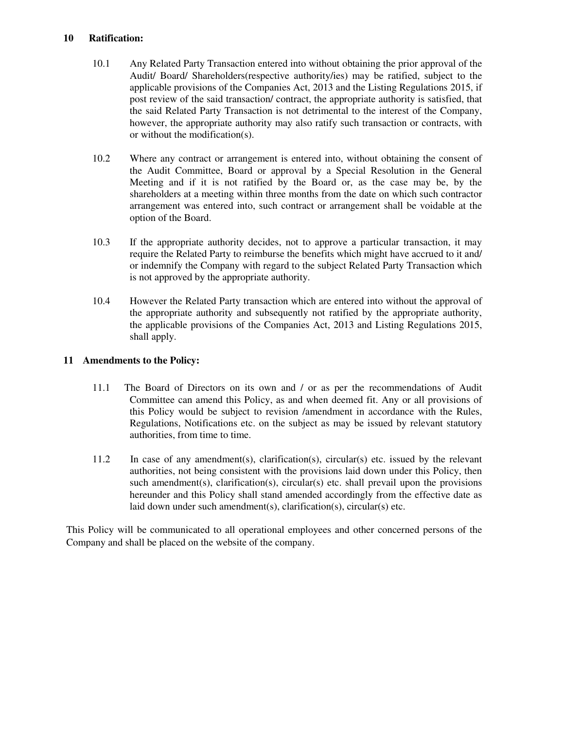## 10 Ratification:

10.1 Any Related Party Transaction entered into without obtaining the prior approval of the Audit/ Board/ Shareholders(respective authority/ies) may be ratified, subject to the applicable provisions of the Companies Act, 2013 and the Listing Regulations 2015, if post review of the said transaction/ contract, the appropriate authority is satisfied, that the said Related Party Transaction is not detrimental to the interest of the Company, however, the appropriate authority may also ratify such transaction or contracts, with or without the modification(s).

10.2 Where any contract or arrangement is entered into, without obtaining the consent of the Audit Committee, Board or approval by a Special Resolution in the General Meeting and if it is not ratified by the Board or, as the case may be, by the shareholders at a meeting within three months from the date on which such contractor arrangement was entered into, such contract or arrangement shall be voidable at the option of the Board.

10.3 If the appropriate authority decides, not to approve a particular transaction, it may require the Related Party to reimburse the benefits which might have accrued to it and/ or indemnify the Company with regard to the subject Related Party Transaction which is not approved by the appropriate authority.

10.4 However the Related Party transaction which are entered into without the approval of the appropriate authority and subsequently not ratified by the appropriate authority, the applicable provisions of the Companies Act, 2013 and Listing Regulations 2015, shall apply.

## 11 Amendments to the Policy:

11.1 The Board of Directors on its own and / or as per the recommendations of Audit Committee can amend this Policy, as and when deemed fit. Any or all provisions of this Policy would be subject to revision /amendment in accordance with the Rules, Regulations, Notifications etc. on the subject as may be issued by relevant statutory authorities, from time to time.

11.2 In case of any amendment(s), clarification(s), circular(s) etc. issued by the relevant authorities, not being consistent with the provisions laid down under this Policy, then such amendment(s), clarification(s), circular(s) etc. shall prevail upon the provisions hereunder and this Policy shall stand amended accordingly from the effective date as laid down under such amendment(s), clarification(s), circular(s) etc.

This Policy will be communicated to all operational employees and other concerned persons of the Company and shall be placed on the website of the company.